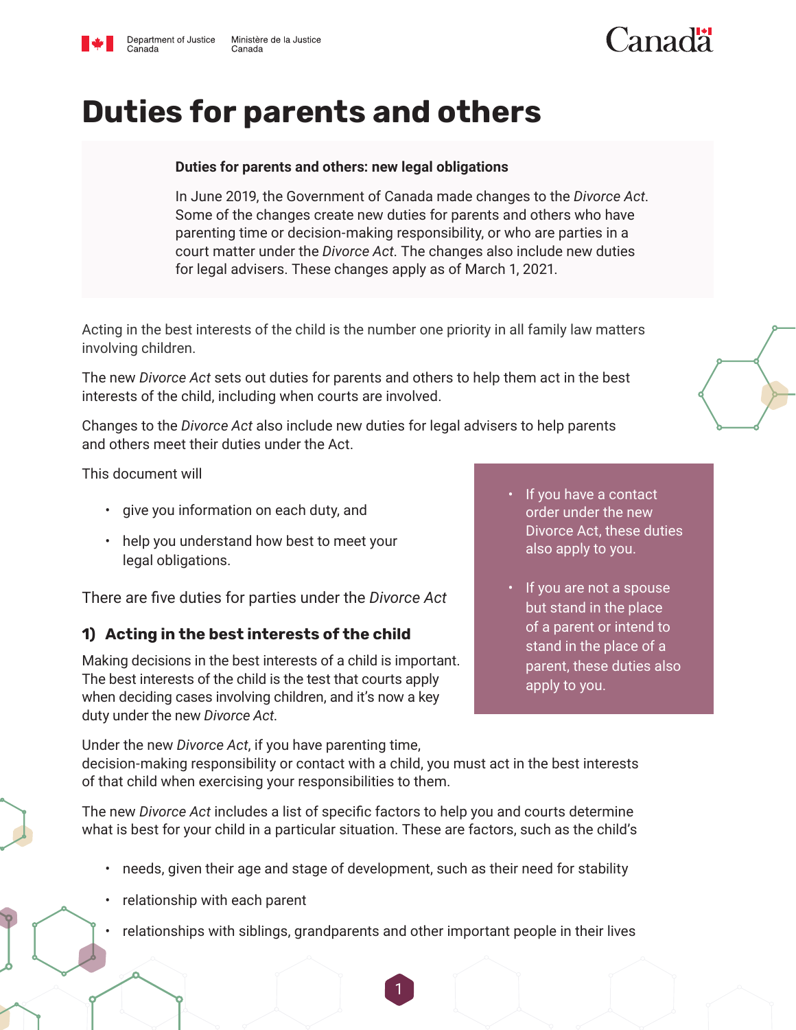Department of Justice Canada | Ministère de la Justice Canada

# Duties for parents and others

**Duties for parents and others: new legal obligations**

In June 2019, the Government of Canada made changes to the *Divorce Act*. Some of the changes create new duties for parents and others who have parenting time or decision-making responsibility, or who are parties in a court matter under the *Divorce Act*. The changes also include new duties for legal advisers. These changes apply as of March 1, 2021.

Acting in the best interests of the child is the number one priority in all family law matters involving children.

The new *Divorce Act* sets out duties for parents and others to help them act in the best interests of the child, including when courts are involved.

Changes to the *Divorce Act* also include new duties for legal advisers to help parents and others meet their duties under the Act.

This document will

- give you information on each duty, and
- help you understand how best to meet your legal obligations.

> - If you have a contact order under the new Divorce Act, these duties also apply to you.
> - If you are not a spouse but stand in the place of a parent or intend to stand in the place of a parent, these duties also apply to you.

There are five duties for parties under the *Divorce Act*

## 1) Acting in the best interests of the child

Making decisions in the best interests of a child is important. The best interests of the child is the test that courts apply when deciding cases involving children, and it's now a key duty under the new *Divorce Act*.

Under the new *Divorce Act*, if you have parenting time, decision-making responsibility or contact with a child, you must act in the best interests of that child when exercising your responsibilities to them.

The new *Divorce Act* includes a list of specific factors to help you and courts determine what is best for your child in a particular situation. These are factors, such as the child's

- needs, given their age and stage of development, such as their need for stability
- relationship with each parent
- relationships with siblings, grandparents and other important people in their lives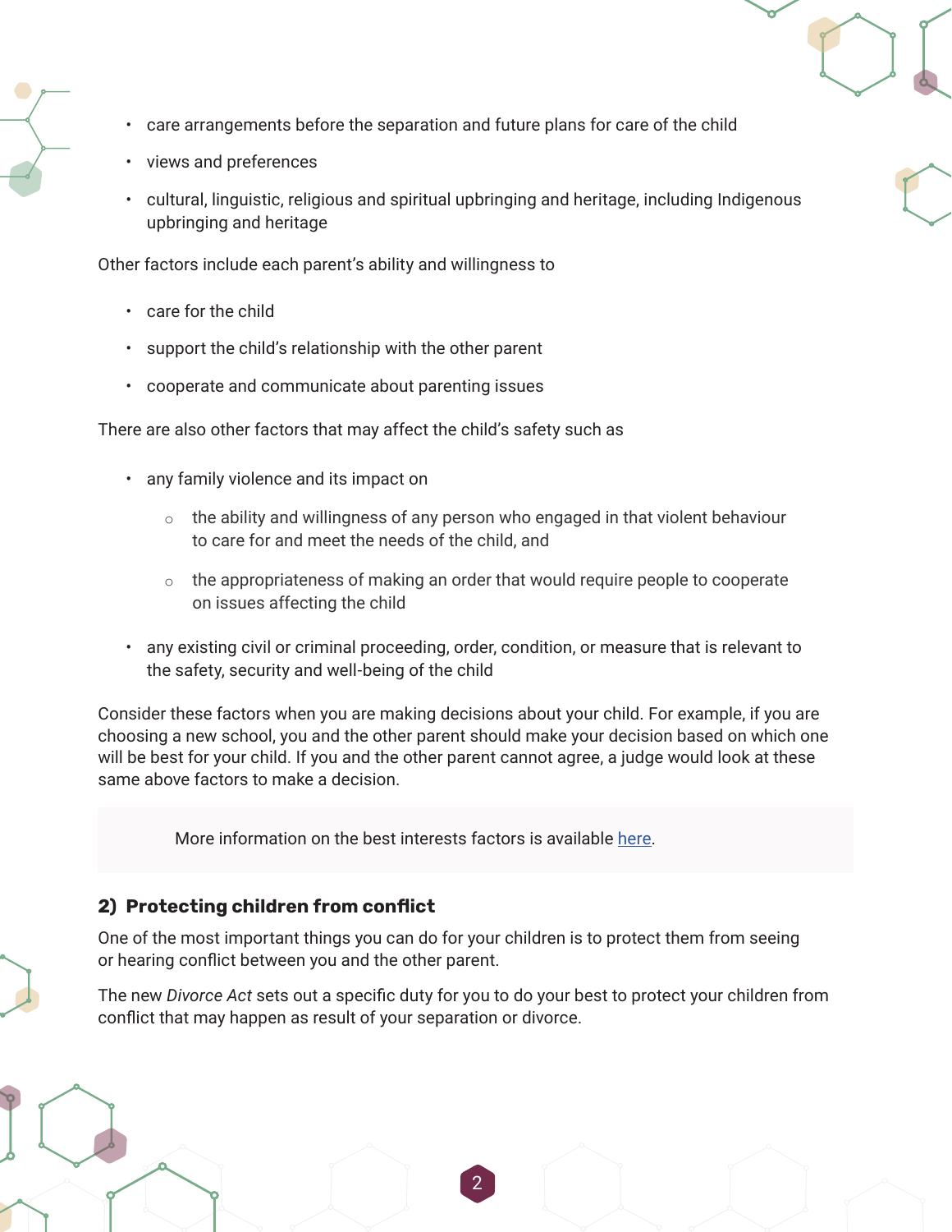- care arrangements before the separation and future plans for care of the child
- views and preferences
- cultural, linguistic, religious and spiritual upbringing and heritage, including Indigenous upbringing and heritage

Other factors include each parent's ability and willingness to

- care for the child
- support the child's relationship with the other parent
- cooperate and communicate about parenting issues

There are also other factors that may affect the child's safety such as

- any family violence and its impact on
    - the ability and willingness of any person who engaged in that violent behaviour to care for and meet the needs of the child, and
    - the appropriateness of making an order that would require people to cooperate on issues affecting the child
- any existing civil or criminal proceeding, order, condition, or measure that is relevant to the safety, security and well-being of the child

Consider these factors when you are making decisions about your child. For example, if you are choosing a new school, you and the other parent should make your decision based on which one will be best for your child. If you and the other parent cannot agree, a judge would look at these same above factors to make a decision.

> More information on the best interests factors is available here.

### 2) Protecting children from conflict

One of the most important things you can do for your children is to protect them from seeing or hearing conflict between you and the other parent.

The new *Divorce Act* sets out a specific duty for you to do your best to protect your children from conflict that may happen as result of your separation or divorce.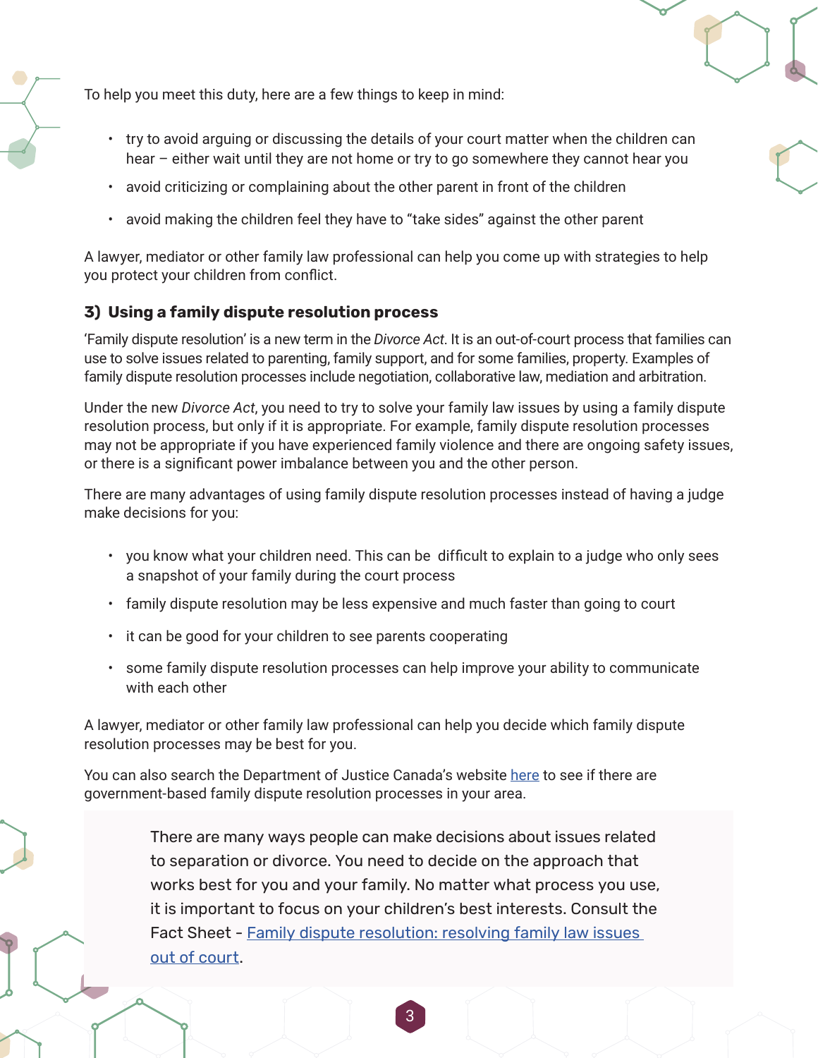To help you meet this duty, here are a few things to keep in mind:

- try to avoid arguing or discussing the details of your court matter when the children can hear – either wait until they are not home or try to go somewhere they cannot hear you
- avoid criticizing or complaining about the other parent in front of the children
- avoid making the children feel they have to "take sides" against the other parent

A lawyer, mediator or other family law professional can help you come up with strategies to help you protect your children from conflict.

### 3) Using a family dispute resolution process

'Family dispute resolution' is a new term in the *Divorce Act*. It is an out-of-court process that families can use to solve issues related to parenting, family support, and for some families, property. Examples of family dispute resolution processes include negotiation, collaborative law, mediation and arbitration.

Under the new *Divorce Act*, you need to try to solve your family law issues by using a family dispute resolution process, but only if it is appropriate. For example, family dispute resolution processes may not be appropriate if you have experienced family violence and there are ongoing safety issues, or there is a significant power imbalance between you and the other person.

There are many advantages of using family dispute resolution processes instead of having a judge make decisions for you:

- you know what your children need. This can be difficult to explain to a judge who only sees a snapshot of your family during the court process
- family dispute resolution may be less expensive and much faster than going to court
- it can be good for your children to see parents cooperating
- some family dispute resolution processes can help improve your ability to communicate with each other

A lawyer, mediator or other family law professional can help you decide which family dispute resolution processes may be best for you.

You can also search the Department of Justice Canada's website here to see if there are government-based family dispute resolution processes in your area.

> There are many ways people can make decisions about issues related to separation or divorce. You need to decide on the approach that works best for you and your family. No matter what process you use, it is important to focus on your children's best interests. Consult the Fact Sheet - Family dispute resolution: resolving family law issues out of court.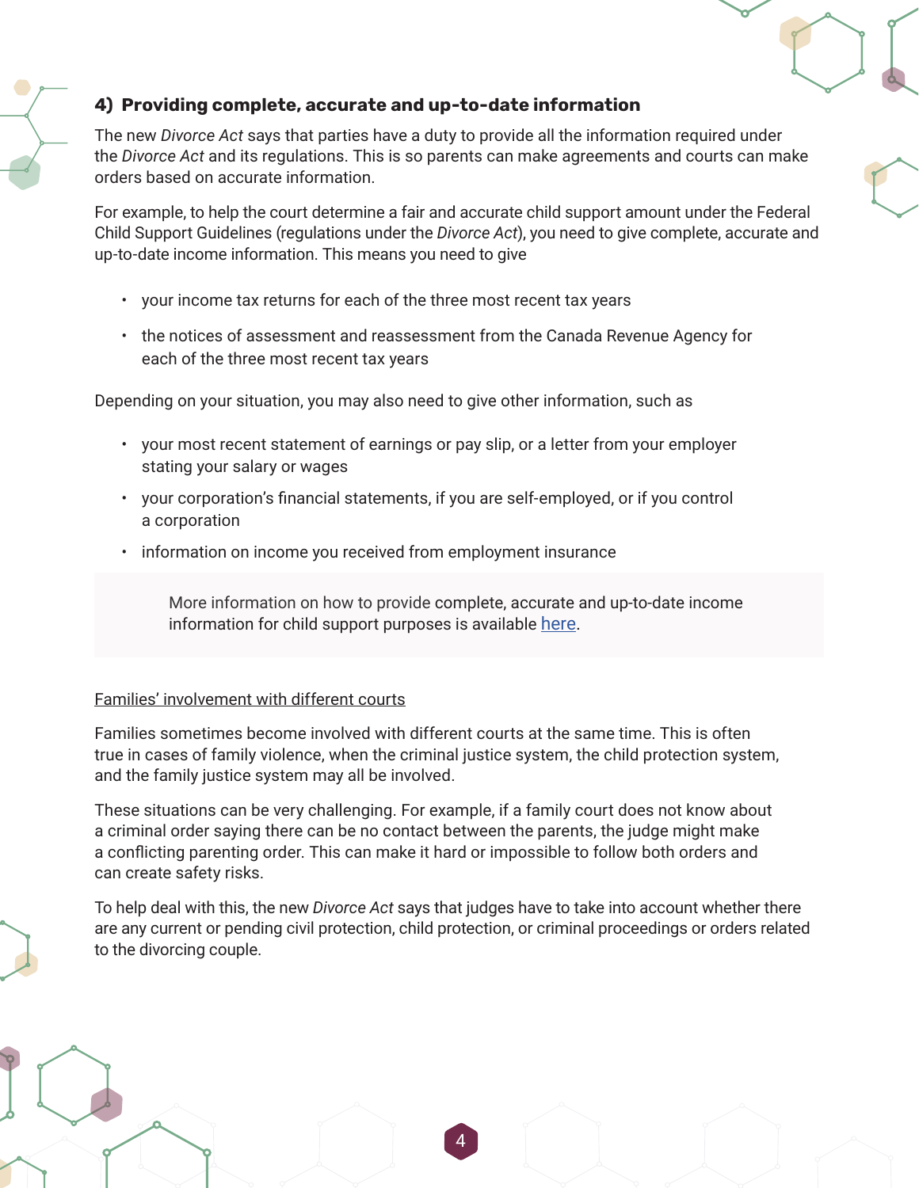### 4) Providing complete, accurate and up-to-date information

The new *Divorce Act* says that parties have a duty to provide all the information required under the *Divorce Act* and its regulations. This is so parents can make agreements and courts can make orders based on accurate information.

For example, to help the court determine a fair and accurate child support amount under the Federal Child Support Guidelines (regulations under the *Divorce Act*), you need to give complete, accurate and up-to-date income information. This means you need to give

- your income tax returns for each of the three most recent tax years
- the notices of assessment and reassessment from the Canada Revenue Agency for each of the three most recent tax years

Depending on your situation, you may also need to give other information, such as

- your most recent statement of earnings or pay slip, or a letter from your employer stating your salary or wages
- your corporation's financial statements, if you are self-employed, or if you control a corporation
- information on income you received from employment insurance

> More information on how to provide complete, accurate and up-to-date income information for child support purposes is available here.

<u>Families' involvement with different courts</u>

Families sometimes become involved with different courts at the same time. This is often true in cases of family violence, when the criminal justice system, the child protection system, and the family justice system may all be involved.

These situations can be very challenging. For example, if a family court does not know about a criminal order saying there can be no contact between the parents, the judge might make a conflicting parenting order. This can make it hard or impossible to follow both orders and can create safety risks.

To help deal with this, the new *Divorce Act* says that judges have to take into account whether there are any current or pending civil protection, child protection, or criminal proceedings or orders related to the divorcing couple.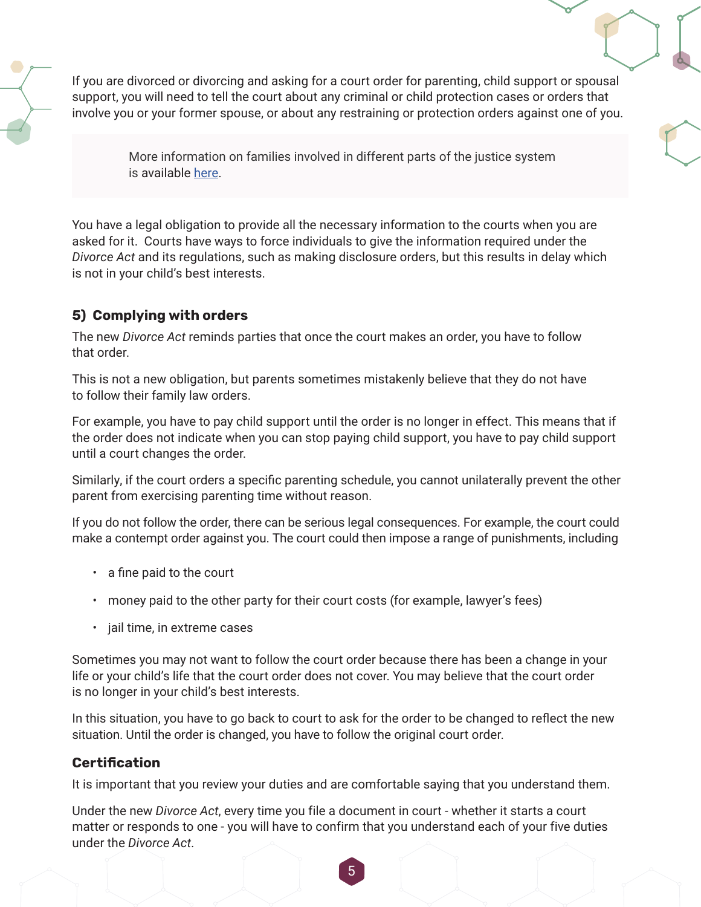If you are divorced or divorcing and asking for a court order for parenting, child support or spousal support, you will need to tell the court about any criminal or child protection cases or orders that involve you or your former spouse, or about any restraining or protection orders against one of you.

> More information on families involved in different parts of the justice system is available [here](#).

You have a legal obligation to provide all the necessary information to the courts when you are asked for it. Courts have ways to force individuals to give the information required under the *Divorce Act* and its regulations, such as making disclosure orders, but this results in delay which is not in your child's best interests.

### 5) Complying with orders

The new *Divorce Act* reminds parties that once the court makes an order, you have to follow that order.

This is not a new obligation, but parents sometimes mistakenly believe that they do not have to follow their family law orders.

For example, you have to pay child support until the order is no longer in effect. This means that if the order does not indicate when you can stop paying child support, you have to pay child support until a court changes the order.

Similarly, if the court orders a specific parenting schedule, you cannot unilaterally prevent the other parent from exercising parenting time without reason.

If you do not follow the order, there can be serious legal consequences. For example, the court could make a contempt order against you. The court could then impose a range of punishments, including

- a fine paid to the court
- money paid to the other party for their court costs (for example, lawyer's fees)
- jail time, in extreme cases

Sometimes you may not want to follow the court order because there has been a change in your life or your child's life that the court order does not cover. You may believe that the court order is no longer in your child's best interests.

In this situation, you have to go back to court to ask for the order to be changed to reflect the new situation. Until the order is changed, you have to follow the original court order.

### Certification

It is important that you review your duties and are comfortable saying that you understand them.

Under the new *Divorce Act*, every time you file a document in court - whether it starts a court matter or responds to one - you will have to confirm that you understand each of your five duties under the *Divorce Act*.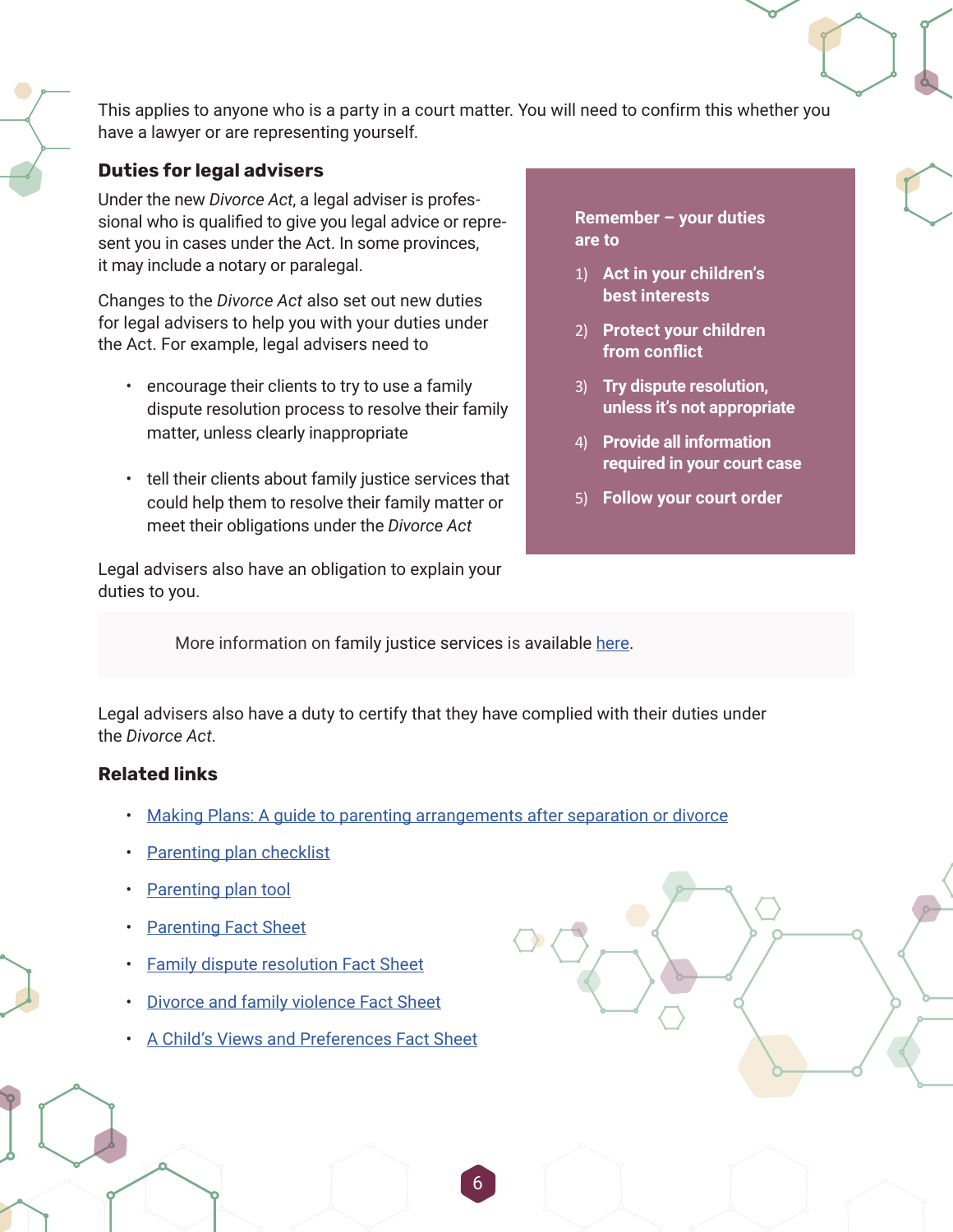This applies to anyone who is a party in a court matter. You will need to confirm this whether you have a lawyer or are representing yourself.

## Duties for legal advisers

Under the new *Divorce Act*, a legal adviser is professional who is qualified to give you legal advice or represent you in cases under the Act. In some provinces, it may include a notary or paralegal.

Changes to the *Divorce Act* also set out new duties for legal advisers to help you with your duties under the Act. For example, legal advisers need to

- encourage their clients to try to use a family dispute resolution process to resolve their family matter, unless clearly inappropriate
- tell their clients about family justice services that could help them to resolve their family matter or meet their obligations under the *Divorce Act*

Legal advisers also have an obligation to explain your duties to you.

**Remember – your duties are to**

1) **Act in your children's best interests**
2) **Protect your children from conflict**
3) **Try dispute resolution, unless it's not appropriate**
4) **Provide all information required in your court case**
5) **Follow your court order**

More information on family justice services is available here.

Legal advisers also have a duty to certify that they have complied with their duties under the *Divorce Act*.

## Related links

- Making Plans: A guide to parenting arrangements after separation or divorce
- Parenting plan checklist
- Parenting plan tool
- Parenting Fact Sheet
- Family dispute resolution Fact Sheet
- Divorce and family violence Fact Sheet
- A Child's Views and Preferences Fact Sheet